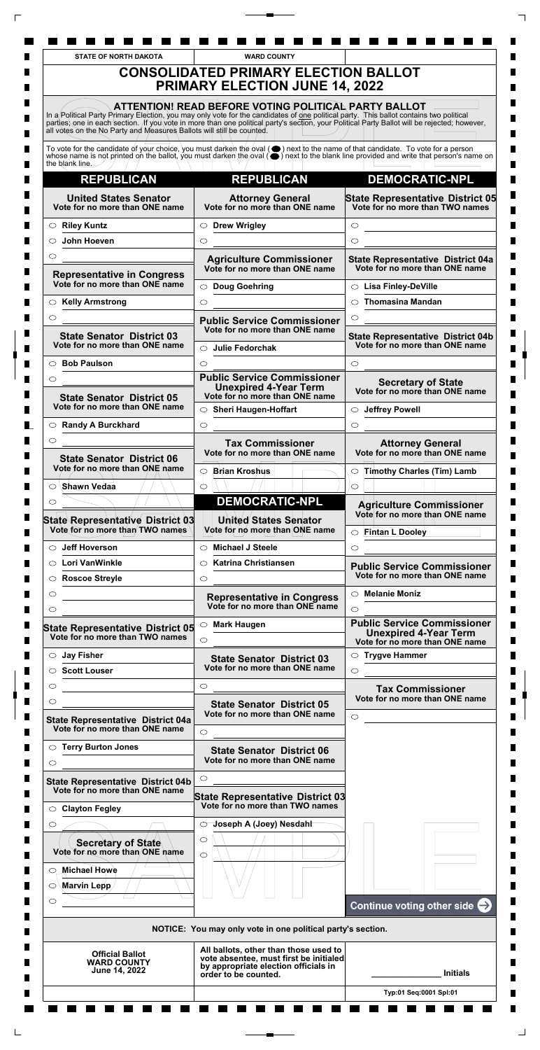STATE OF NORTH DAKOTA

WARD COUNTY

# CONSOLIDATED PRIMARY ELECTION BALLOT
## PRIMARY ELECTION JUNE 14, 2022

**ATTENTION! READ BEFORE VOTING POLITICAL PARTY BALLOT**

In a Political Party Primary Election, you may only vote for the candidates of one political party. This ballot contains two political parties; one in each section. If you vote in more than one political party's section, your Political Party Ballot will be rejected; however, all votes on the No Party and Measures Ballots will still be counted.

To vote for the candidate of your choice, you must darken the oval (⬬) next to the name of that candidate. To vote for a person whose name is not printed on the ballot, you must darken the oval (⬬) next to the blank line provided and write that person's name on the blank line.

## REPUBLICAN

**United States Senator**
Vote for no more than ONE name

- ○ Riley Kuntz
- ○ John Hoeven
- ○ ____________

**Representative in Congress**
Vote for no more than ONE name

- ○ Kelly Armstrong
- ○ ____________

**State Senator District 03**
Vote for no more than ONE name

- ○ Bob Paulson
- ○ ____________

**State Senator District 05**
Vote for no more than ONE name

- ○ Randy A Burckhard
- ○ ____________

**State Senator District 06**
Vote for no more than ONE name

- ○ Shawn Vedaa
- ○ ____________

**State Representative District 03**
Vote for no more than TWO names

- ○ Jeff Hoverson
- ○ Lori VanWinkle
- ○ Roscoe Streyle
- ○ ____________
- ○ ____________

**State Representative District 05**
Vote for no more than TWO names

- ○ Jay Fisher
- ○ Scott Louser
- ○ ____________
- ○ ____________

**State Representative District 04a**
Vote for no more than ONE name

- ○ Terry Burton Jones
- ○ ____________

**State Representative District 04b**
Vote for no more than ONE name

- ○ Clayton Fegley
- ○ ____________

**Secretary of State**
Vote for no more than ONE name

- ○ Michael Howe
- ○ Marvin Lepp
- ○ ____________

**Attorney General**
Vote for no more than ONE name

- ○ Drew Wrigley
- ○ ____________

**Agriculture Commissioner**
Vote for no more than ONE name

- ○ Doug Goehring
- ○ ____________

**Public Service Commissioner**
Vote for no more than ONE name

- ○ Julie Fedorchak
- ○ ____________

**Public Service Commissioner Unexpired 4-Year Term**
Vote for no more than ONE name

- ○ Sheri Haugen-Hoffart
- ○ ____________

**Tax Commissioner**
Vote for no more than ONE name

- ○ Brian Kroshus
- ○ ____________

## DEMOCRATIC-NPL

**United States Senator**
Vote for no more than ONE name

- ○ Michael J Steele
- ○ Katrina Christiansen
- ○ ____________

**Representative in Congress**
Vote for no more than ONE name

- ○ Mark Haugen
- ○ ____________

**State Senator District 03**
Vote for no more than ONE name

- ○ ____________

**State Senator District 05**
Vote for no more than ONE name

- ○ ____________

**State Senator District 06**
Vote for no more than ONE name

- ○ ____________

**State Representative District 03**
Vote for no more than TWO names

- ○ Joseph A (Joey) Nesdahl
- ○ ____________
- ○ ____________

**State Representative District 05**
Vote for no more than TWO names

- ○ ____________
- ○ ____________

**State Representative District 04a**
Vote for no more than ONE name

- ○ Lisa Finley-DeVille
- ○ Thomasina Mandan
- ○ ____________

**State Representative District 04b**
Vote for no more than ONE name

- ○ ____________

**Secretary of State**
Vote for no more than ONE name

- ○ Jeffrey Powell
- ○ ____________

**Attorney General**
Vote for no more than ONE name

- ○ Timothy Charles (Tim) Lamb
- ○ ____________

**Agriculture Commissioner**
Vote for no more than ONE name

- ○ Fintan L Dooley
- ○ ____________

**Public Service Commissioner**
Vote for no more than ONE name

- ○ Melanie Moniz
- ○ ____________

**Public Service Commissioner Unexpired 4-Year Term**
Vote for no more than ONE name

- ○ Trygve Hammer
- ○ ____________

**Tax Commissioner**
Vote for no more than ONE name

- ○ ____________

**Continue voting other side →**

**NOTICE: You may only vote in one political party's section.**

Official Ballot
WARD COUNTY
June 14, 2022

All ballots, other than those used to vote absentee, must first be initialed by appropriate election officials in order to be counted.

______________ Initials

Typ:01 Seq:0001 Spl:01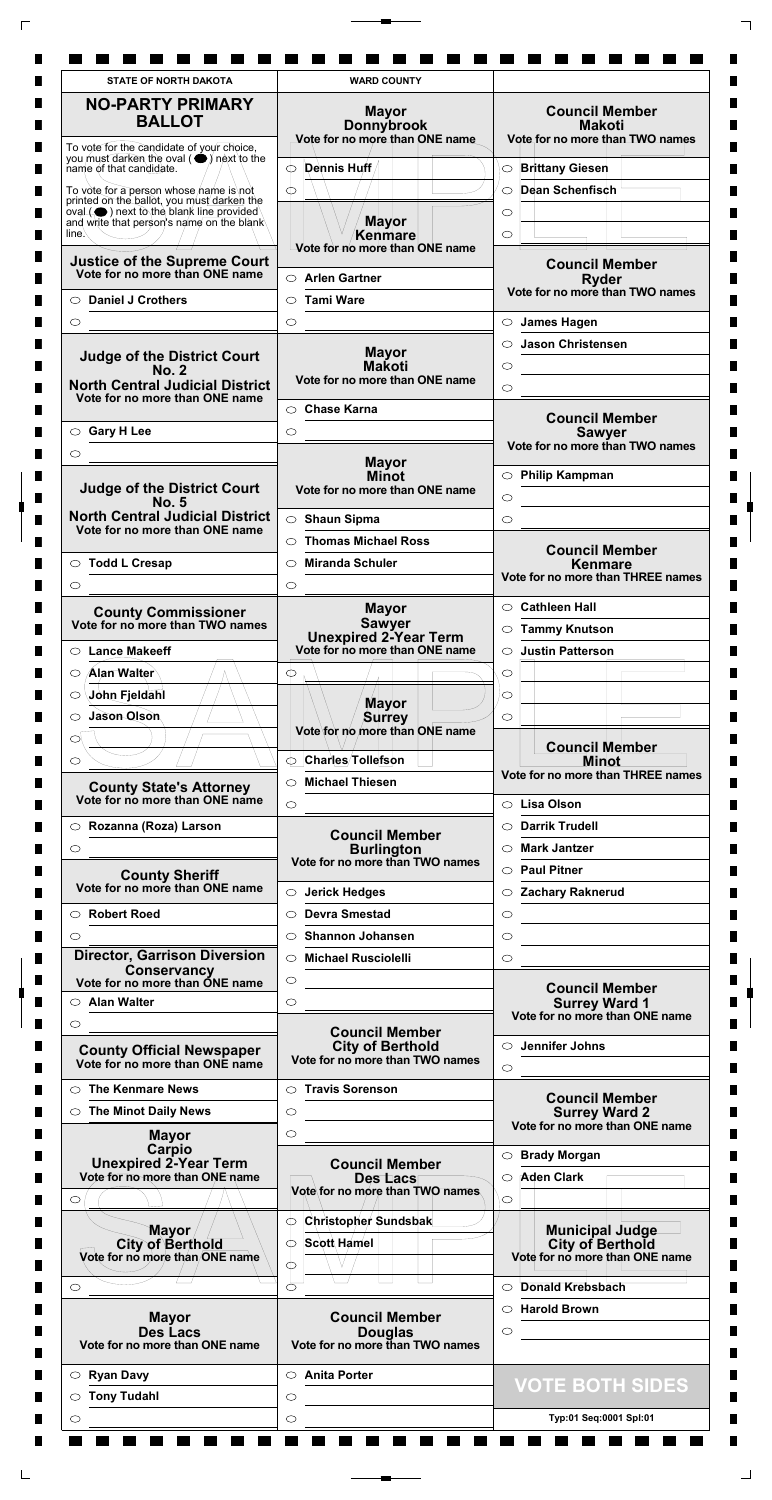STATE OF NORTH DAKOTA

WARD COUNTY

## NO-PARTY PRIMARY BALLOT

To vote for the candidate of your choice, you must darken the oval ( ⬤ ) next to the name of that candidate.

To vote for a person whose name is not printed on the ballot, you must darken the oval ( ⬤ ) next to the blank line provided and write that person's name on the blank line.

### Justice of the Supreme Court
Vote for no more than ONE name

- ○ Daniel J Crothers
- ○ ____________

### Judge of the District Court No. 2 North Central Judicial District
Vote for no more than ONE name

- ○ Gary H Lee
- ○ ____________

### Judge of the District Court No. 5 North Central Judicial District
Vote for no more than ONE name

- ○ Todd L Cresap
- ○ ____________

### County Commissioner
Vote for no more than TWO names

- ○ Lance Makeeff
- ○ Alan Walter
- ○ John Fjeldahl
- ○ Jason Olson
- ○ ____________
- ○ ____________

### County State's Attorney
Vote for no more than ONE name

- ○ Rozanna (Roza) Larson
- ○ ____________

### County Sheriff
Vote for no more than ONE name

- ○ Robert Roed
- ○ ____________

### Director, Garrison Diversion Conservancy
Vote for no more than ONE name

- ○ Alan Walter
- ○ ____________

### County Official Newspaper
Vote for no more than ONE name

- ○ The Kenmare News
- ○ The Minot Daily News

### Mayor Carpio Unexpired 2-Year Term
Vote for no more than ONE name

- ○ ____________

### Mayor City of Berthold
Vote for no more than ONE name

- ○ ____________

### Mayor Des Lacs
Vote for no more than ONE name

- ○ Ryan Davy
- ○ Tony Tudahl
- ○ ____________

### Mayor Donnybrook
Vote for no more than ONE name

- ○ Dennis Huff
- ○ ____________

### Mayor Kenmare
Vote for no more than ONE name

- ○ Arlen Gartner
- ○ Tami Ware
- ○ ____________

### Mayor Makoti
Vote for no more than ONE name

- ○ Chase Karna
- ○ ____________

### Mayor Minot
Vote for no more than ONE name

- ○ Shaun Sipma
- ○ Thomas Michael Ross
- ○ Miranda Schuler
- ○ ____________

### Mayor Sawyer Unexpired 2-Year Term
Vote for no more than ONE name

- ○ ____________

### Mayor Surrey
Vote for no more than ONE name

- ○ Charles Tollefson
- ○ Michael Thiesen
- ○ ____________

### Council Member Burlington
Vote for no more than TWO names

- ○ Jerick Hedges
- ○ Devra Smestad
- ○ Shannon Johansen
- ○ Michael Rusciolelli
- ○ ____________
- ○ ____________

### Council Member City of Berthold
Vote for no more than TWO names

- ○ Travis Sorenson
- ○ ____________
- ○ ____________

### Council Member Des Lacs
Vote for no more than TWO names

- ○ Christopher Sundsbak
- ○ Scott Hamel
- ○ ____________
- ○ ____________

### Council Member Douglas
Vote for no more than TWO names

- ○ Anita Porter
- ○ ____________
- ○ ____________

### Council Member Makoti
Vote for no more than TWO names

- ○ Brittany Giesen
- ○ Dean Schenfisch
- ○ ____________
- ○ ____________

### Council Member Ryder
Vote for no more than TWO names

- ○ James Hagen
- ○ Jason Christensen
- ○ ____________
- ○ ____________

### Council Member Sawyer
Vote for no more than TWO names

- ○ Philip Kampman
- ○ ____________
- ○ ____________

### Council Member Kenmare
Vote for no more than THREE names

- ○ Cathleen Hall
- ○ Tammy Knutson
- ○ Justin Patterson
- ○ ____________
- ○ ____________
- ○ ____________

### Council Member Minot
Vote for no more than THREE names

- ○ Lisa Olson
- ○ Darrik Trudell
- ○ Mark Jantzer
- ○ Paul Pitner
- ○ Zachary Raknerud
- ○ ____________
- ○ ____________
- ○ ____________

### Council Member Surrey Ward 1
Vote for no more than ONE name

- ○ Jennifer Johns
- ○ ____________

### Council Member Surrey Ward 2
Vote for no more than ONE name

- ○ Brady Morgan
- ○ Aden Clark
- ○ ____________

### Municipal Judge City of Berthold
Vote for no more than ONE name

- ○ Donald Krebsbach
- ○ Harold Brown
- ○ ____________

**VOTE BOTH SIDES**

Typ:01 Seq:0001 Spl:01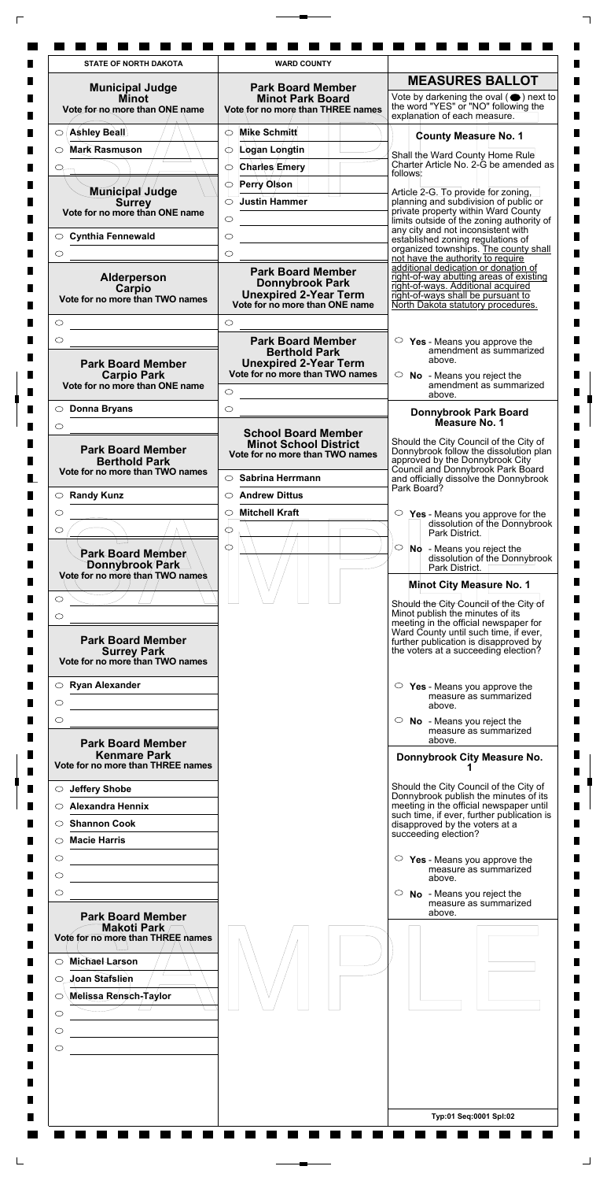STATE OF NORTH DAKOTA

WARD COUNTY

## Municipal Judge
**Minot**
Vote for no more than ONE name

- ○ Ashley Beall
- ○ Mark Rasmuson
- ○ ________

## Municipal Judge
**Surrey**
Vote for no more than ONE name

- ○ Cynthia Fennewald
- ○ ________

## Alderperson
**Carpio**
Vote for no more than TWO names

- ○ ________
- ○ ________

## Park Board Member
**Carpio Park**
Vote for no more than ONE name

- ○ Donna Bryans
- ○ ________

## Park Board Member
**Berthold Park**
Vote for no more than TWO names

- ○ Randy Kunz
- ○ ________
- ○ ________

## Park Board Member
**Donnybrook Park**
Vote for no more than TWO names

- ○ ________
- ○ ________

## Park Board Member
**Surrey Park**
Vote for no more than TWO names

- ○ Ryan Alexander
- ○ ________
- ○ ________

## Park Board Member
**Kenmare Park**
Vote for no more than THREE names

- ○ Jeffery Shobe
- ○ Alexandra Hennix
- ○ Shannon Cook
- ○ Macie Harris
- ○ ________
- ○ ________
- ○ ________

## Park Board Member
**Makoti Park**
Vote for no more than THREE names

- ○ Michael Larson
- ○ Joan Stafslien
- ○ Melissa Rensch-Taylor
- ○ ________
- ○ ________
- ○ ________

## Park Board Member
**Minot Park Board**
Vote for no more than THREE names

- ○ Mike Schmitt
- ○ Logan Longtin
- ○ Charles Emery
- ○ Perry Olson
- ○ Justin Hammer
- ○ ________
- ○ ________
- ○ ________

## Park Board Member
**Donnybrook Park**
**Unexpired 2-Year Term**
Vote for no more than ONE name

- ○ ________

## Park Board Member
**Berthold Park**
**Unexpired 2-Year Term**
Vote for no more than TWO names

- ○ ________
- ○ ________

## School Board Member
**Minot School District**
Vote for no more than TWO names

- ○ Sabrina Herrmann
- ○ Andrew Dittus
- ○ Mitchell Kraft
- ○ ________
- ○ ________

## MEASURES BALLOT

Vote by darkening the oval (●) next to the word "YES" or "NO" following the explanation of each measure.

### County Measure No. 1

Shall the Ward County Home Rule Charter Article No. 2-G be amended as follows:

Article 2-G. To provide for zoning, planning and subdivision of public or private property within Ward County limits outside of the zoning authority of any city and not inconsistent with established zoning regulations of organized townships. The county shall not have the authority to require additional dedication or donation of right-of-way abutting areas of existing right-of-ways. Additional acquired right-of-ways shall be pursuant to North Dakota statutory procedures.

- ○ **Yes** - Means you approve the amendment as summarized above.
- ○ **No** - Means you reject the amendment as summarized above.

### Donnybrook Park Board Measure No. 1

Should the City Council of the City of Donnybrook follow the dissolution plan approved by the Donnybrook City Council and Donnybrook Park Board and officially dissolve the Donnybrook Park Board?

- ○ **Yes** - Means you approve for the dissolution of the Donnybrook Park District.
- ○ **No** - Means you reject the dissolution of the Donnybrook Park District.

### Minot City Measure No. 1

Should the City Council of the City of Minot publish the minutes of its meeting in the official newspaper for Ward County until such time, if ever, further publication is disapproved by the voters at a succeeding election?

- ○ **Yes** - Means you approve the measure as summarized above.
- ○ **No** - Means you reject the measure as summarized above.

### Donnybrook City Measure No. 1

Should the City Council of the City of Donnybrook publish the minutes of its meeting in the official newspaper until such time, if ever, further publication is disapproved by the voters at a succeeding election?

- ○ **Yes** - Means you approve the measure as summarized above.
- ○ **No** - Means you reject the measure as summarized above.

Typ:01 Seq:0001 Spl:02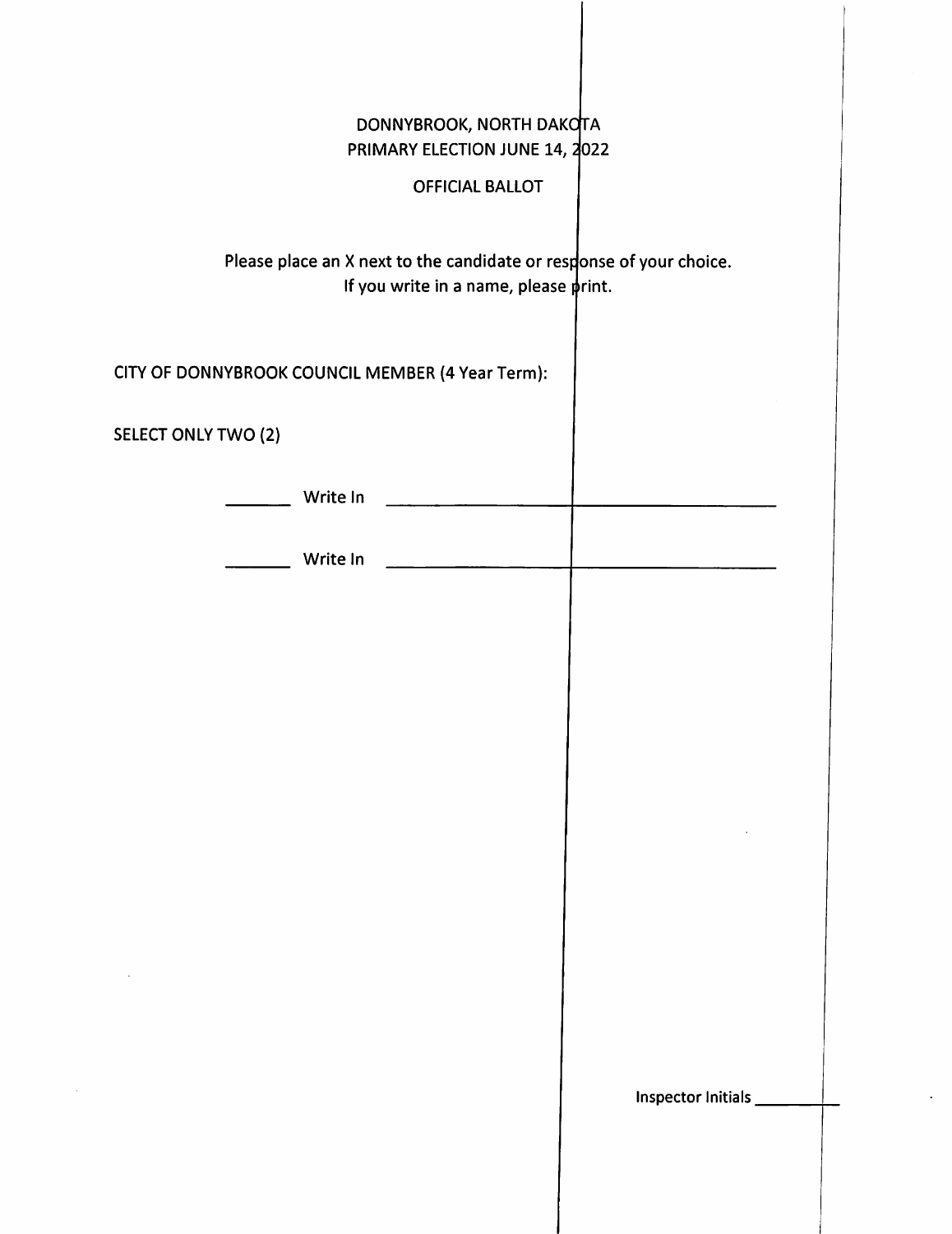DONNYBROOK, NORTH DAKOTA
PRIMARY ELECTION JUNE 14, 2022

OFFICIAL BALLOT

Please place an X next to the candidate or response of your choice.
If you write in a name, please print.

CITY OF DONNYBROOK COUNCIL MEMBER (4 Year Term):

SELECT ONLY TWO (2)

_______ Write In ______________________________

_______ Write In ______________________________

Inspector Initials _________